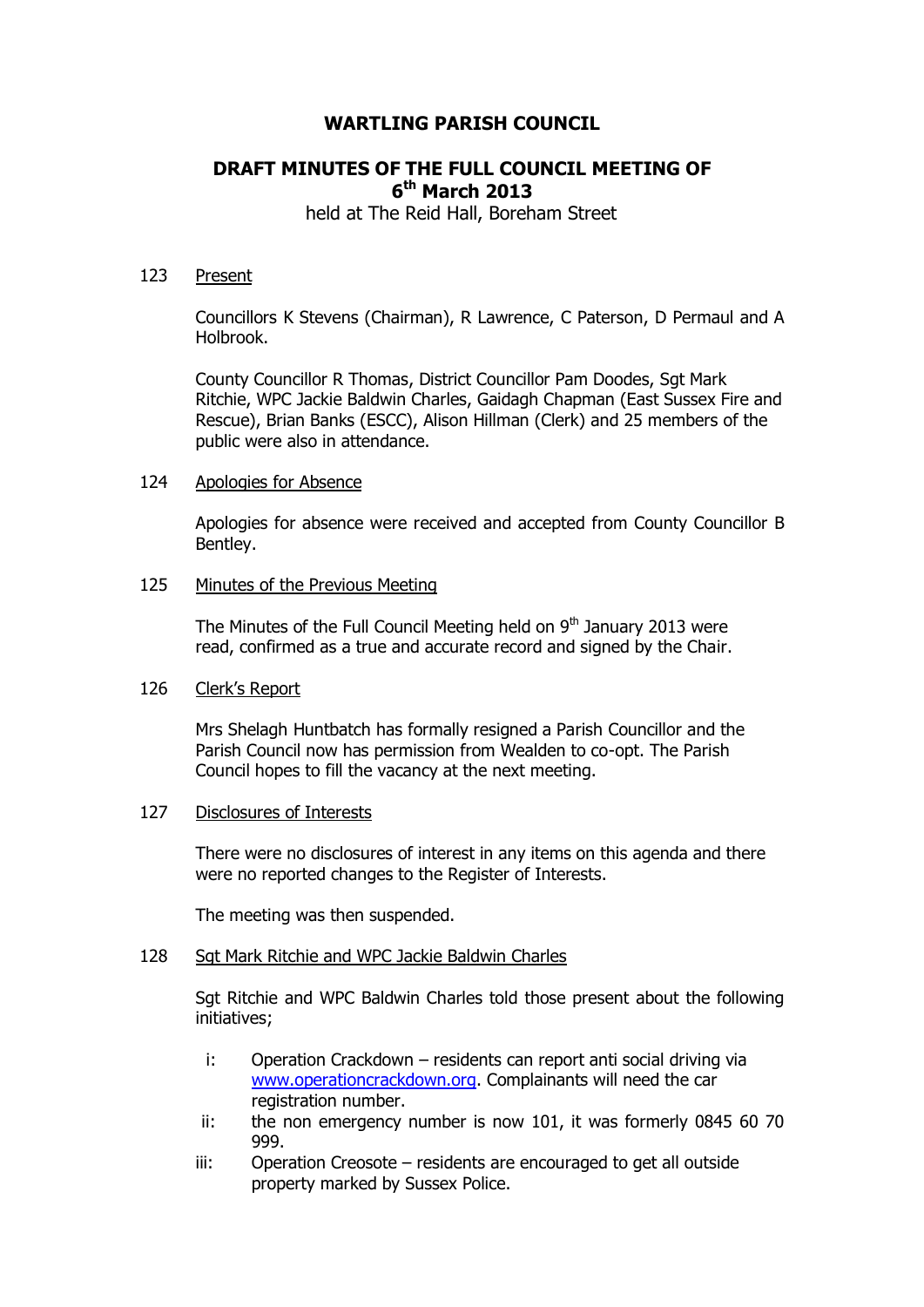# WARTLING PARISH COUNCIL

## DRAFT MINUTES OF THE FULL COUNCIL MEETING OF 6th March 2013

held at The Reid Hall, Boreham Street

**123** Present

Councillors K Stevens (Chairman), R Lawrence, C Paterson, D Permaul and A Holbrook.

County Councillor R Thomas, District Councillor Pam Doodes, Sgt Mark Ritchie, WPC Jackie Baldwin Charles, Gaidagh Chapman (East Sussex Fire and Rescue), Brian Banks (ESCC), Alison Hillman (Clerk) and 25 members of the public were also in attendance.

**124** Apologies for Absence

Apologies for absence were received and accepted from County Councillor B Bentley.

**125** Minutes of the Previous Meeting

The Minutes of the Full Council Meeting held on 9th January 2013 were read, confirmed as a true and accurate record and signed by the Chair.

**126** Clerk's Report

Mrs Shelagh Huntbatch has formally resigned a Parish Councillor and the Parish Council now has permission from Wealden to co-opt. The Parish Council hopes to fill the vacancy at the next meeting.

**127** Disclosures of Interests

There were no disclosures of interest in any items on this agenda and there were no reported changes to the Register of Interests.

The meeting was then suspended.

**128** Sgt Mark Ritchie and WPC Jackie Baldwin Charles

Sgt Ritchie and WPC Baldwin Charles told those present about the following initiatives;

- i: Operation Crackdown – residents can report anti social driving via www.operationcrackdown.org. Complainants will need the car registration number.
- ii: the non emergency number is now 101, it was formerly 0845 60 70 999.
- iii: Operation Creosote – residents are encouraged to get all outside property marked by Sussex Police.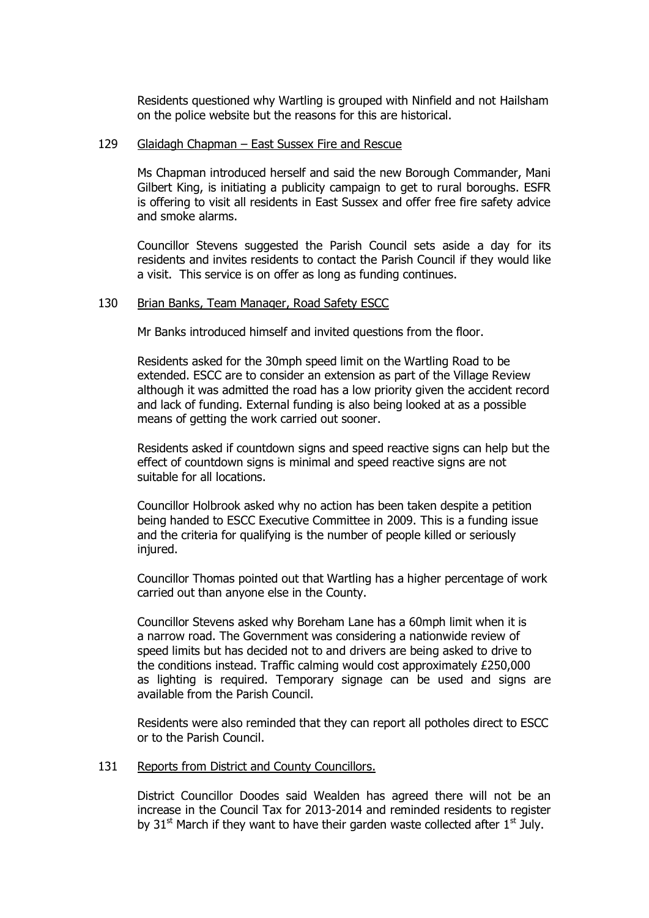Residents questioned why Wartling is grouped with Ninfield and not Hailsham on the police website but the reasons for this are historical.

129 Glaidagh Chapman – East Sussex Fire and Rescue

Ms Chapman introduced herself and said the new Borough Commander, Mani Gilbert King, is initiating a publicity campaign to get to rural boroughs. ESFR is offering to visit all residents in East Sussex and offer free fire safety advice and smoke alarms.

Councillor Stevens suggested the Parish Council sets aside a day for its residents and invites residents to contact the Parish Council if they would like a visit. This service is on offer as long as funding continues.

130 Brian Banks, Team Manager, Road Safety ESCC

Mr Banks introduced himself and invited questions from the floor.

Residents asked for the 30mph speed limit on the Wartling Road to be extended. ESCC are to consider an extension as part of the Village Review although it was admitted the road has a low priority given the accident record and lack of funding. External funding is also being looked at as a possible means of getting the work carried out sooner.

Residents asked if countdown signs and speed reactive signs can help but the effect of countdown signs is minimal and speed reactive signs are not suitable for all locations.

Councillor Holbrook asked why no action has been taken despite a petition being handed to ESCC Executive Committee in 2009. This is a funding issue and the criteria for qualifying is the number of people killed or seriously injured.

Councillor Thomas pointed out that Wartling has a higher percentage of work carried out than anyone else in the County.

Councillor Stevens asked why Boreham Lane has a 60mph limit when it is a narrow road. The Government was considering a nationwide review of speed limits but has decided not to and drivers are being asked to drive to the conditions instead. Traffic calming would cost approximately £250,000 as lighting is required. Temporary signage can be used and signs are available from the Parish Council.

Residents were also reminded that they can report all potholes direct to ESCC or to the Parish Council.

131 Reports from District and County Councillors.

District Councillor Doodes said Wealden has agreed there will not be an increase in the Council Tax for 2013-2014 and reminded residents to register by 31st March if they want to have their garden waste collected after 1st July.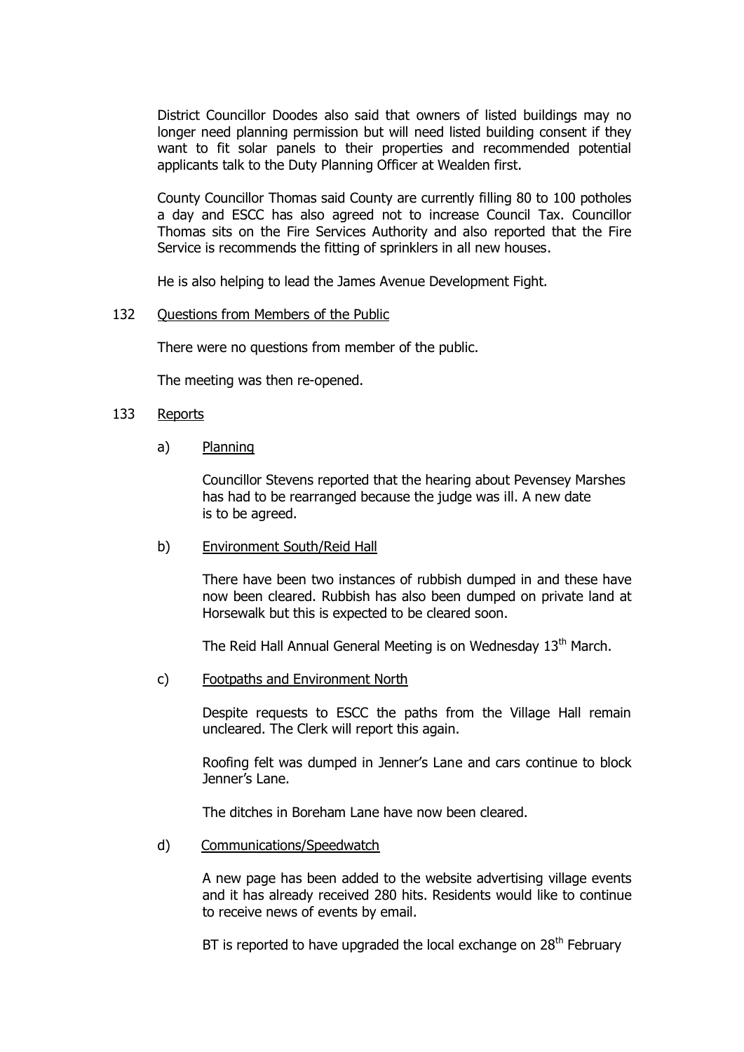District Councillor Doodes also said that owners of listed buildings may no longer need planning permission but will need listed building consent if they want to fit solar panels to their properties and recommended potential applicants talk to the Duty Planning Officer at Wealden first.

County Councillor Thomas said County are currently filling 80 to 100 potholes a day and ESCC has also agreed not to increase Council Tax. Councillor Thomas sits on the Fire Services Authority and also reported that the Fire Service is recommends the fitting of sprinklers in all new houses.

He is also helping to lead the James Avenue Development Fight.

132 Questions from Members of the Public

There were no questions from member of the public.

The meeting was then re-opened.

133 Reports

a) Planning

Councillor Stevens reported that the hearing about Pevensey Marshes has had to be rearranged because the judge was ill. A new date is to be agreed.

b) Environment South/Reid Hall

There have been two instances of rubbish dumped in and these have now been cleared. Rubbish has also been dumped on private land at Horsewalk but this is expected to be cleared soon.

The Reid Hall Annual General Meeting is on Wednesday 13th March.

c) Footpaths and Environment North

Despite requests to ESCC the paths from the Village Hall remain uncleared. The Clerk will report this again.

Roofing felt was dumped in Jenner's Lane and cars continue to block Jenner's Lane.

The ditches in Boreham Lane have now been cleared.

d) Communications/Speedwatch

A new page has been added to the website advertising village events and it has already received 280 hits. Residents would like to continue to receive news of events by email.

BT is reported to have upgraded the local exchange on 28th February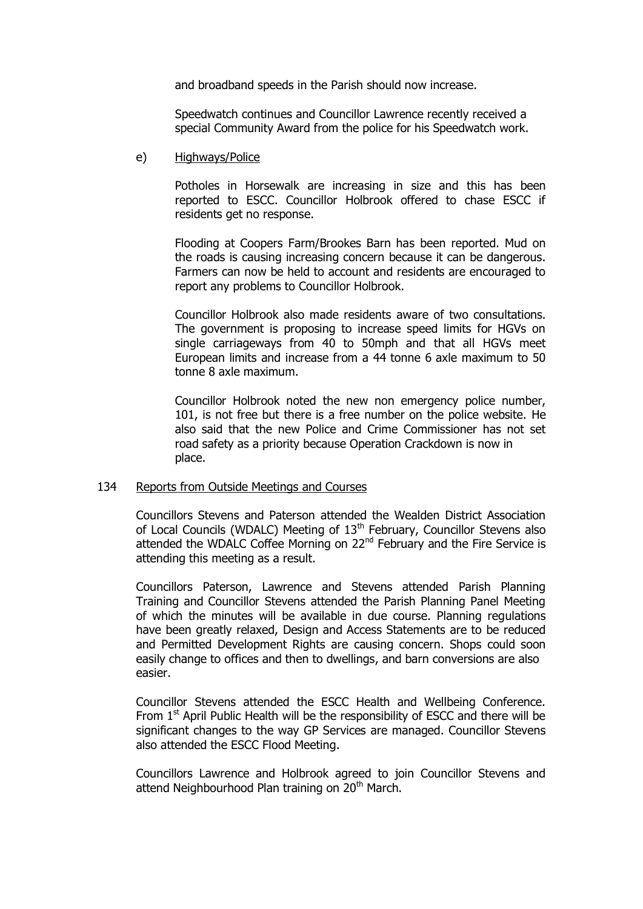and broadband speeds in the Parish should now increase.

Speedwatch continues and Councillor Lawrence recently received a special Community Award from the police for his Speedwatch work.

e) Highways/Police

Potholes in Horsewalk are increasing in size and this has been reported to ESCC. Councillor Holbrook offered to chase ESCC if residents get no response.

Flooding at Coopers Farm/Brookes Barn has been reported. Mud on the roads is causing increasing concern because it can be dangerous. Farmers can now be held to account and residents are encouraged to report any problems to Councillor Holbrook.

Councillor Holbrook also made residents aware of two consultations. The government is proposing to increase speed limits for HGVs on single carriageways from 40 to 50mph and that all HGVs meet European limits and increase from a 44 tonne 6 axle maximum to 50 tonne 8 axle maximum.

Councillor Holbrook noted the new non emergency police number, 101, is not free but there is a free number on the police website. He also said that the new Police and Crime Commissioner has not set road safety as a priority because Operation Crackdown is now in place.

## 134 Reports from Outside Meetings and Courses

Councillors Stevens and Paterson attended the Wealden District Association of Local Councils (WDALC) Meeting of 13th February, Councillor Stevens also attended the WDALC Coffee Morning on 22nd February and the Fire Service is attending this meeting as a result.

Councillors Paterson, Lawrence and Stevens attended Parish Planning Training and Councillor Stevens attended the Parish Planning Panel Meeting of which the minutes will be available in due course. Planning regulations have been greatly relaxed, Design and Access Statements are to be reduced and Permitted Development Rights are causing concern. Shops could soon easily change to offices and then to dwellings, and barn conversions are also easier.

Councillor Stevens attended the ESCC Health and Wellbeing Conference. From 1st April Public Health will be the responsibility of ESCC and there will be significant changes to the way GP Services are managed. Councillor Stevens also attended the ESCC Flood Meeting.

Councillors Lawrence and Holbrook agreed to join Councillor Stevens and attend Neighbourhood Plan training on 20th March.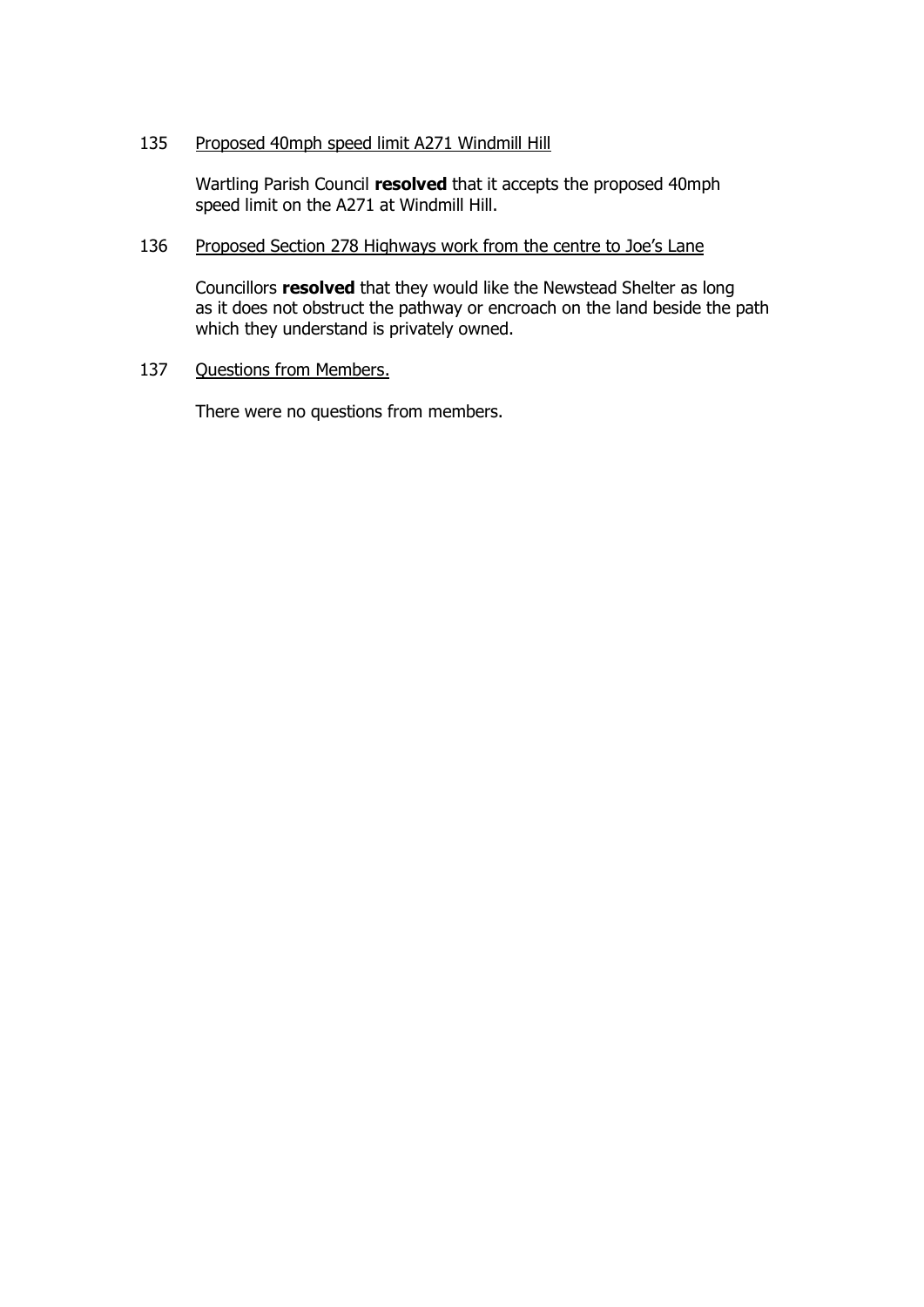135 <u>Proposed 40mph speed limit A271 Windmill Hill</u>

Wartling Parish Council **resolved** that it accepts the proposed 40mph speed limit on the A271 at Windmill Hill.

136 <u>Proposed Section 278 Highways work from the centre to Joe's Lane</u>

Councillors **resolved** that they would like the Newstead Shelter as long as it does not obstruct the pathway or encroach on the land beside the path which they understand is privately owned.

137 <u>Questions from Members.</u>

There were no questions from members.